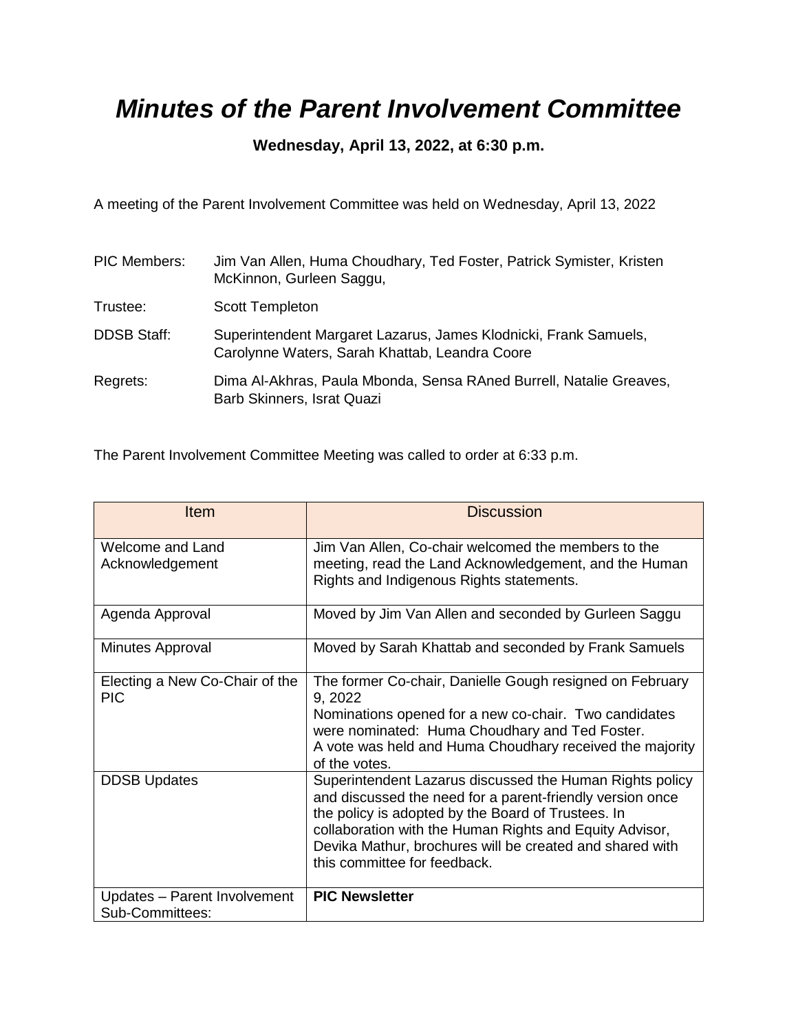# *Minutes of the Parent Involvement Committee*

**Wednesday, April 13, 2022, at 6:30 p.m.**

A meeting of the Parent Involvement Committee was held on Wednesday, April 13, 2022

PIC Members: Jim Van Allen, Huma Choudhary, Ted Foster, Patrick Symister, Kristen McKinnon, Gurleen Saggu,

Trustee: Scott Templeton

DDSB Staff: Superintendent Margaret Lazarus, James Klodnicki, Frank Samuels, Carolynne Waters, Sarah Khattab, Leandra Coore

Regrets: Dima Al-Akhras, Paula Mbonda, Sensa RAned Burrell, Natalie Greaves, Barb Skinners, Israt Quazi

The Parent Involvement Committee Meeting was called to order at 6:33 p.m.

| Item | Discussion |
|---|---|
| Welcome and Land Acknowledgement | Jim Van Allen, Co-chair welcomed the members to the meeting, read the Land Acknowledgement, and the Human Rights and Indigenous Rights statements. |
| Agenda Approval | Moved by Jim Van Allen and seconded by Gurleen Saggu |
| Minutes Approval | Moved by Sarah Khattab and seconded by Frank Samuels |
| Electing a New Co-Chair of the PIC | The former Co-chair, Danielle Gough resigned on February 9, 2022<br>Nominations opened for a new co-chair. Two candidates were nominated: Huma Choudhary and Ted Foster.<br>A vote was held and Huma Choudhary received the majority of the votes. |
| DDSB Updates | Superintendent Lazarus discussed the Human Rights policy and discussed the need for a parent-friendly version once the policy is adopted by the Board of Trustees. In collaboration with the Human Rights and Equity Advisor, Devika Mathur, brochures will be created and shared with this committee for feedback. |
| Updates – Parent Involvement Sub-Committees: | **PIC Newsletter** |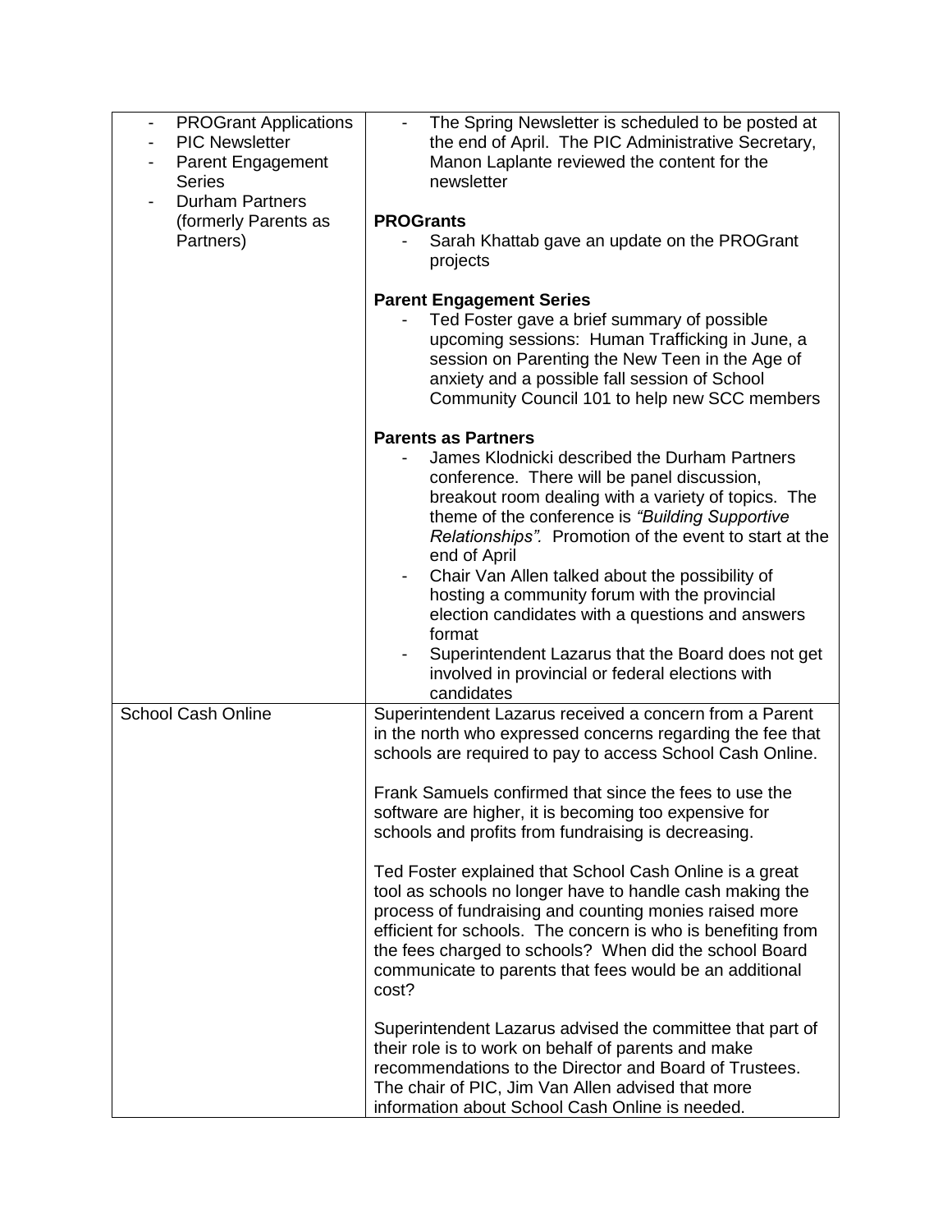| | |
|---|---|
| - PROGrant Applications<br>- PIC Newsletter<br>- Parent Engagement Series<br>- Durham Partners (formerly Parents as Partners) | - The Spring Newsletter is scheduled to be posted at the end of April. The PIC Administrative Secretary, Manon Laplante reviewed the content for the newsletter<br><br>**PROGrants**<br>- Sarah Khattab gave an update on the PROGrant projects<br><br>**Parent Engagement Series**<br>- Ted Foster gave a brief summary of possible upcoming sessions: Human Trafficking in June, a session on Parenting the New Teen in the Age of anxiety and a possible fall session of School Community Council 101 to help new SCC members<br><br>**Parents as Partners**<br>- James Klodnicki described the Durham Partners conference. There will be panel discussion, breakout room dealing with a variety of topics. The theme of the conference is *"Building Supportive Relationships".* Promotion of the event to start at the end of April<br>- Chair Van Allen talked about the possibility of hosting a community forum with the provincial election candidates with a questions and answers format<br>- Superintendent Lazarus that the Board does not get involved in provincial or federal elections with candidates |
| School Cash Online | Superintendent Lazarus received a concern from a Parent in the north who expressed concerns regarding the fee that schools are required to pay to access School Cash Online.<br><br>Frank Samuels confirmed that since the fees to use the software are higher, it is becoming too expensive for schools and profits from fundraising is decreasing.<br><br>Ted Foster explained that School Cash Online is a great tool as schools no longer have to handle cash making the process of fundraising and counting monies raised more efficient for schools. The concern is who is benefiting from the fees charged to schools? When did the school Board communicate to parents that fees would be an additional cost?<br><br>Superintendent Lazarus advised the committee that part of their role is to work on behalf of parents and make recommendations to the Director and Board of Trustees. The chair of PIC, Jim Van Allen advised that more information about School Cash Online is needed. |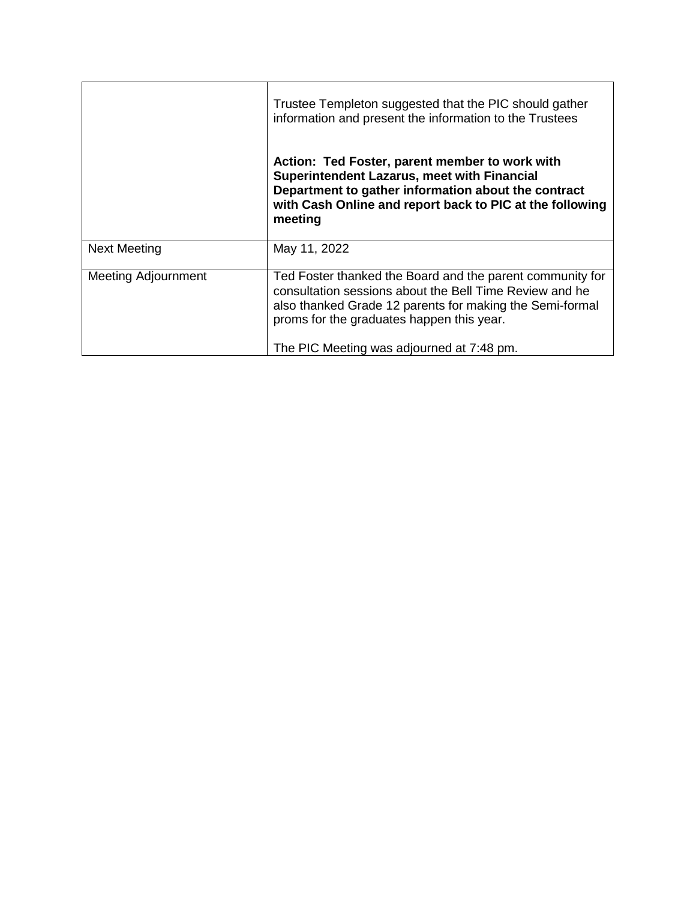| | |
|---|---|
| | Trustee Templeton suggested that the PIC should gather information and present the information to the Trustees<br><br>**Action: Ted Foster, parent member to work with Superintendent Lazarus, meet with Financial Department to gather information about the contract with Cash Online and report back to PIC at the following meeting** |
| Next Meeting | May 11, 2022 |
| Meeting Adjournment | Ted Foster thanked the Board and the parent community for consultation sessions about the Bell Time Review and he also thanked Grade 12 parents for making the Semi-formal proms for the graduates happen this year.<br><br>The PIC Meeting was adjourned at 7:48 pm. |